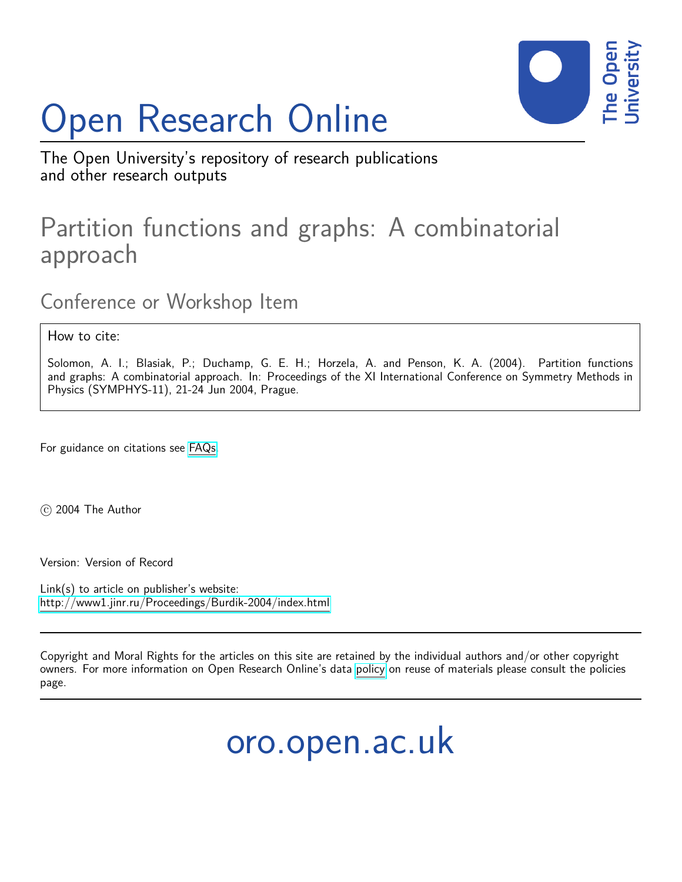# Open Research Online

The Open University's repository of research publications and other research outputs

## Partition functions and graphs: A combinatorial approach

### Conference or Workshop Item

How to cite:

Solomon, A. I.; Blasiak, P.; Duchamp, G. E. H.; Horzela, A. and Penson, K. A. (2004). Partition functions and graphs: A combinatorial approach. In: Proceedings of the XI International Conference on Symmetry Methods in Physics (SYMPHYS-11), 21-24 Jun 2004, Prague.

For guidance on citations see FAQs.

© 2004 The Author

Version: Version of Record

Link(s) to article on publisher's website:
http://www1.jinr.ru/Proceedings/Burdik-2004/index.html

Copyright and Moral Rights for the articles on this site are retained by the individual authors and/or other copyright owners. For more information on Open Research Online's data policy on reuse of materials please consult the policies page.

oro.open.ac.uk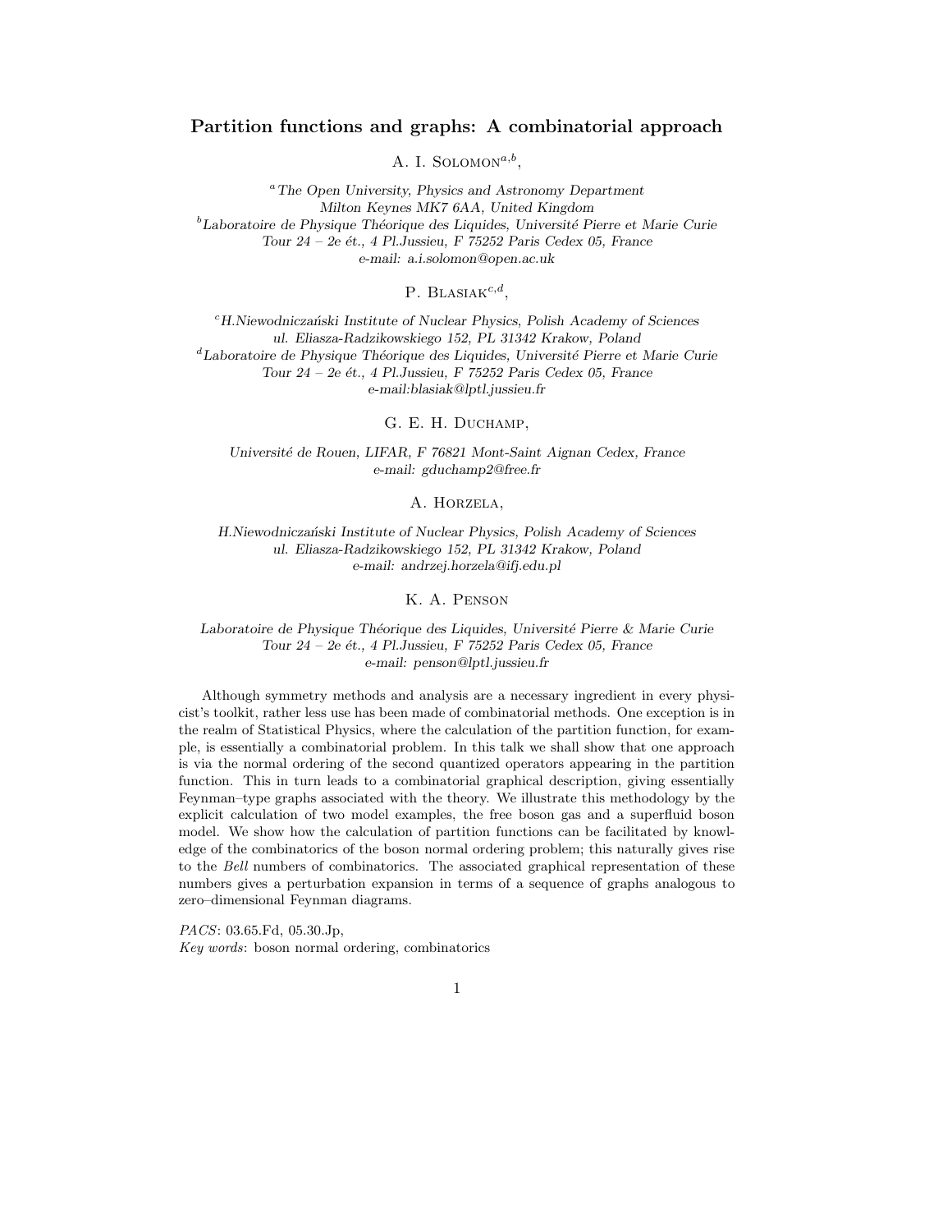# Partition functions and graphs: A combinatorial approach

A. I. Solomon[a,b],

[a] *The Open University, Physics and Astronomy Department*
*Milton Keynes MK7 6AA, United Kingdom*
[b] *Laboratoire de Physique Théorique des Liquides, Université Pierre et Marie Curie*
*Tour 24 – 2e ét., 4 Pl.Jussieu, F 75252 Paris Cedex 05, France*
*e-mail: a.i.solomon@open.ac.uk*

P. Blasiak[c,d],

[c] *H.Niewodniczański Institute of Nuclear Physics, Polish Academy of Sciences*
*ul. Eliasza-Radzikowskiego 152, PL 31342 Krakow, Poland*
[d] *Laboratoire de Physique Théorique des Liquides, Université Pierre et Marie Curie*
*Tour 24 – 2e ét., 4 Pl.Jussieu, F 75252 Paris Cedex 05, France*
*e-mail:blasiak@lptl.jussieu.fr*

G. E. H. Duchamp,

*Université de Rouen, LIFAR, F 76821 Mont-Saint Aignan Cedex, France*
*e-mail: gduchamp2@free.fr*

A. Horzela,

*H.Niewodniczański Institute of Nuclear Physics, Polish Academy of Sciences*
*ul. Eliasza-Radzikowskiego 152, PL 31342 Krakow, Poland*
*e-mail: andrzej.horzela@ifj.edu.pl*

K. A. Penson

*Laboratoire de Physique Théorique des Liquides, Université Pierre & Marie Curie*
*Tour 24 – 2e ét., 4 Pl.Jussieu, F 75252 Paris Cedex 05, France*
*e-mail: penson@lptl.jussieu.fr*

Although symmetry methods and analysis are a necessary ingredient in every physicist's toolkit, rather less use has been made of combinatorial methods. One exception is in the realm of Statistical Physics, where the calculation of the partition function, for example, is essentially a combinatorial problem. In this talk we shall show that one approach is via the normal ordering of the second quantized operators appearing in the partition function. This in turn leads to a combinatorial graphical description, giving essentially Feynman–type graphs associated with the theory. We illustrate this methodology by the explicit calculation of two model examples, the free boson gas and a superfluid boson model. We show how the calculation of partition functions can be facilitated by knowledge of the combinatorics of the boson normal ordering problem; this naturally gives rise to the *Bell* numbers of combinatorics. The associated graphical representation of these numbers gives a perturbation expansion in terms of a sequence of graphs analogous to zero–dimensional Feynman diagrams.

*PACS*: 03.65.Fd, 05.30.Jp,
*Key words*: boson normal ordering, combinatorics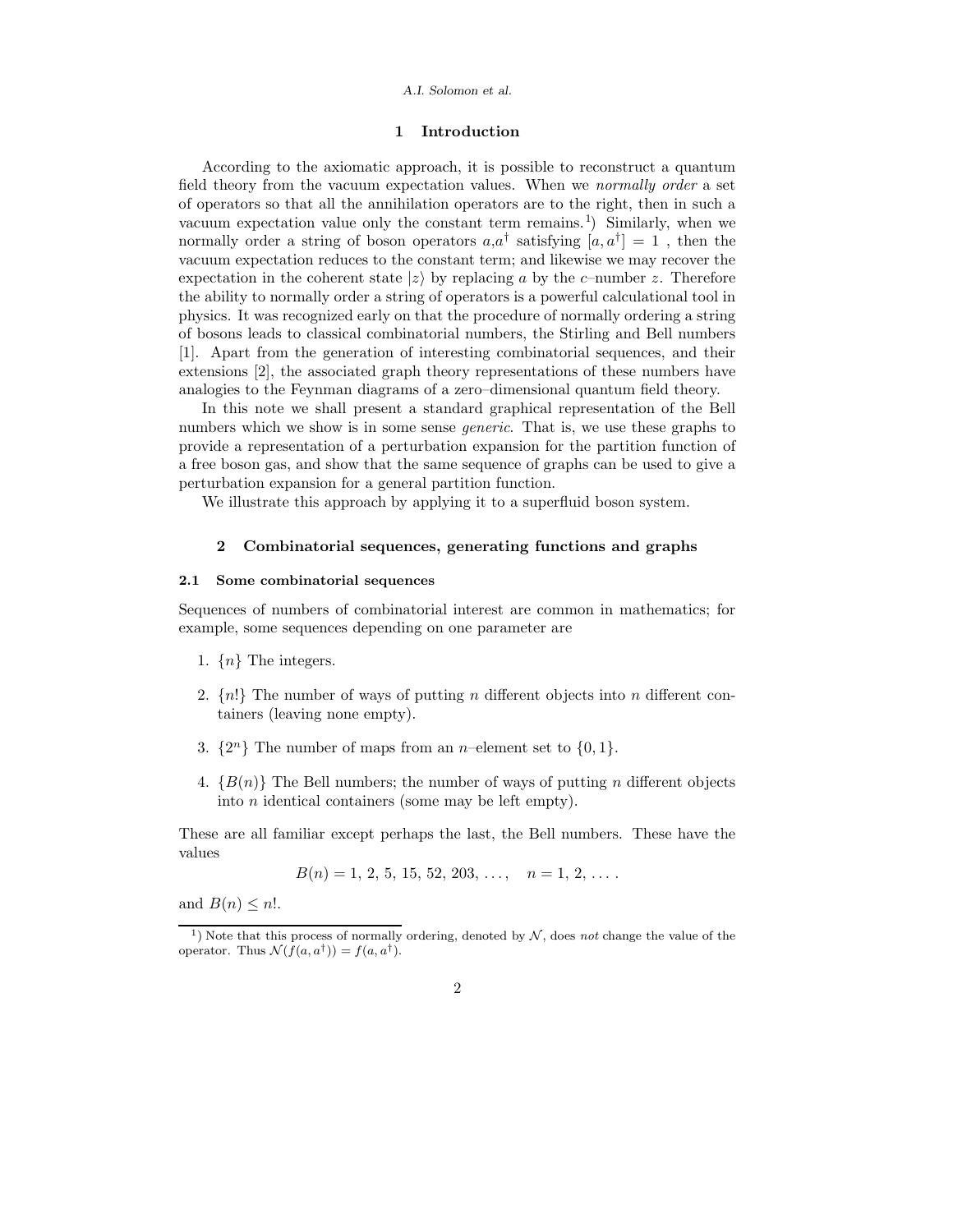## 1 Introduction

According to the axiomatic approach, it is possible to reconstruct a quantum field theory from the vacuum expectation values. When we *normally order* a set of operators so that all the annihilation operators are to the right, then in such a vacuum expectation value only the constant term remains.[1]) Similarly, when we normally order a string of boson operators $a$,$a^\dagger$ satisfying $[a, a^\dagger] = 1$ , then the vacuum expectation reduces to the constant term; and likewise we may recover the expectation in the coherent state $|z\rangle$ by replacing $a$ by the $c$–number $z$. Therefore the ability to normally order a string of operators is a powerful calculational tool in physics. It was recognized early on that the procedure of normally ordering a string of bosons leads to classical combinatorial numbers, the Stirling and Bell numbers [1]. Apart from the generation of interesting combinatorial sequences, and their extensions [2], the associated graph theory representations of these numbers have analogies to the Feynman diagrams of a zero–dimensional quantum field theory.

In this note we shall present a standard graphical representation of the Bell numbers which we show is in some sense *generic*. That is, we use these graphs to provide a representation of a perturbation expansion for the partition function of a free boson gas, and show that the same sequence of graphs can be used to give a perturbation expansion for a general partition function.

We illustrate this approach by applying it to a superfluid boson system.

## 2 Combinatorial sequences, generating functions and graphs

### 2.1 Some combinatorial sequences

Sequences of numbers of combinatorial interest are common in mathematics; for example, some sequences depending on one parameter are

1. $\{n\}$ The integers.
2. $\{n!\}$ The number of ways of putting $n$ different objects into $n$ different containers (leaving none empty).
3. $\{2^n\}$ The number of maps from an $n$–element set to $\{0, 1\}$.
4. $\{B(n)\}$ The Bell numbers; the number of ways of putting $n$ different objects into $n$ identical containers (some may be left empty).

These are all familiar except perhaps the last, the Bell numbers. These have the values

$$B(n) = 1,\ 2,\ 5,\ 15,\ 52,\ 203,\ \ldots, \quad n = 1,\ 2,\ \ldots .$$

and $B(n) \leq n!$.

[1]) Note that this process of normally ordering, denoted by $\mathcal{N}$, does *not* change the value of the operator. Thus $\mathcal{N}(f(a, a^\dagger)) = f(a, a^\dagger)$.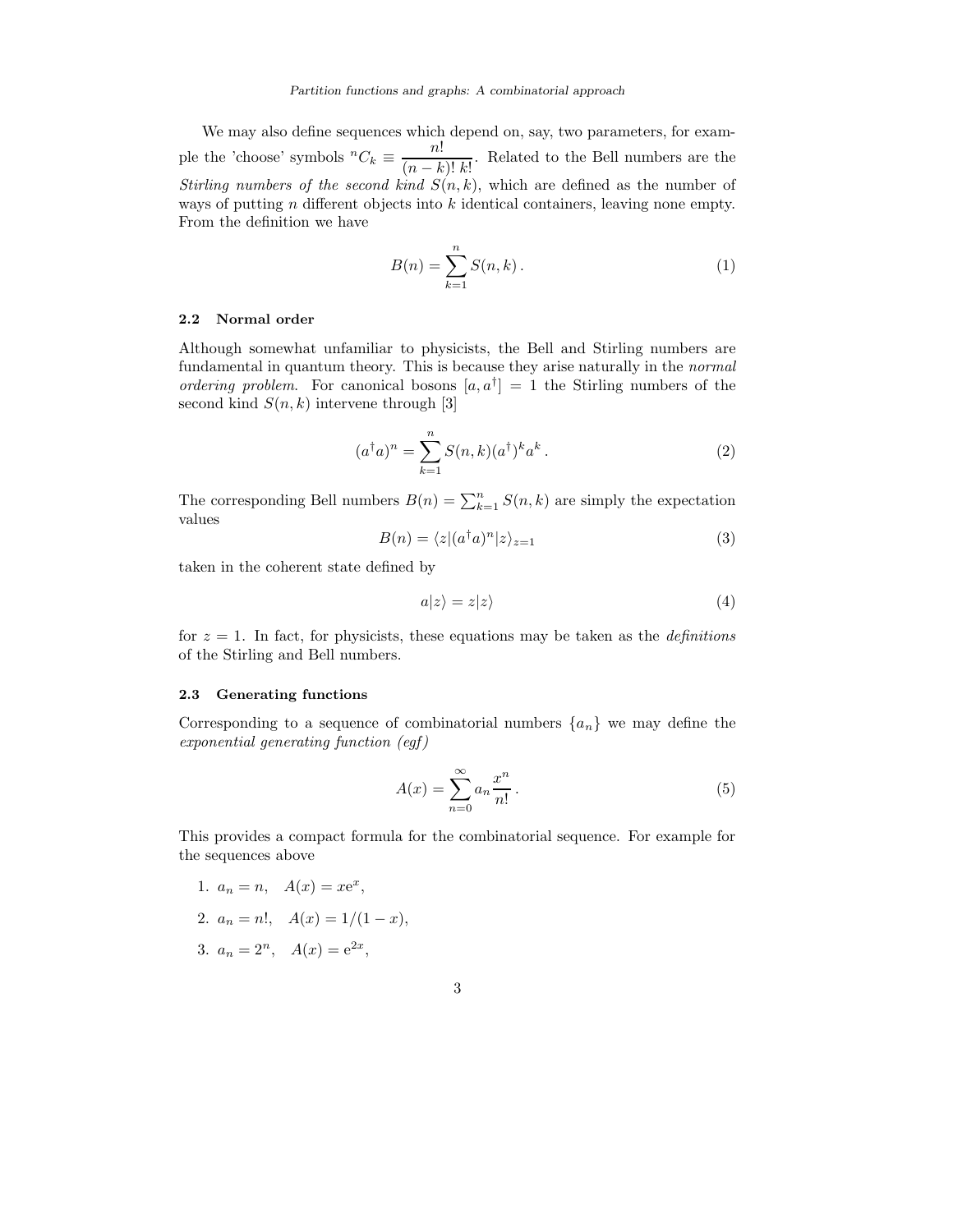We may also define sequences which depend on, say, two parameters, for example the 'choose' symbols ${}^nC_k \equiv \dfrac{n!}{(n-k)!\,k!}$. Related to the Bell numbers are the *Stirling numbers of the second kind* $S(n,k)$, which are defined as the number of ways of putting $n$ different objects into $k$ identical containers, leaving none empty. From the definition we have

$$B(n) = \sum_{k=1}^{n} S(n,k)\,. \tag{1}$$

### 2.2 Normal order

Although somewhat unfamiliar to physicists, the Bell and Stirling numbers are fundamental in quantum theory. This is because they arise naturally in the *normal ordering problem*. For canonical bosons $[a, a^\dagger] = 1$ the Stirling numbers of the second kind $S(n,k)$ intervene through [3]

$$(a^\dagger a)^n = \sum_{k=1}^{n} S(n,k)(a^\dagger)^k a^k\,. \tag{2}$$

The corresponding Bell numbers $B(n) = \sum_{k=1}^{n} S(n,k)$ are simply the expectation values

$$B(n) = \langle z|(a^\dagger a)^n|z\rangle_{z=1} \tag{3}$$

taken in the coherent state defined by

$$a|z\rangle = z|z\rangle \tag{4}$$

for $z = 1$. In fact, for physicists, these equations may be taken as the *definitions* of the Stirling and Bell numbers.

### 2.3 Generating functions

Corresponding to a sequence of combinatorial numbers $\{a_n\}$ we may define the *exponential generating function (egf)*

$$A(x) = \sum_{n=0}^{\infty} a_n \frac{x^n}{n!}\,. \tag{5}$$

This provides a compact formula for the combinatorial sequence. For example for the sequences above

1. $a_n = n, \quad A(x) = x\mathrm{e}^x$,
2. $a_n = n!, \quad A(x) = 1/(1-x)$,
3. $a_n = 2^n, \quad A(x) = \mathrm{e}^{2x}$,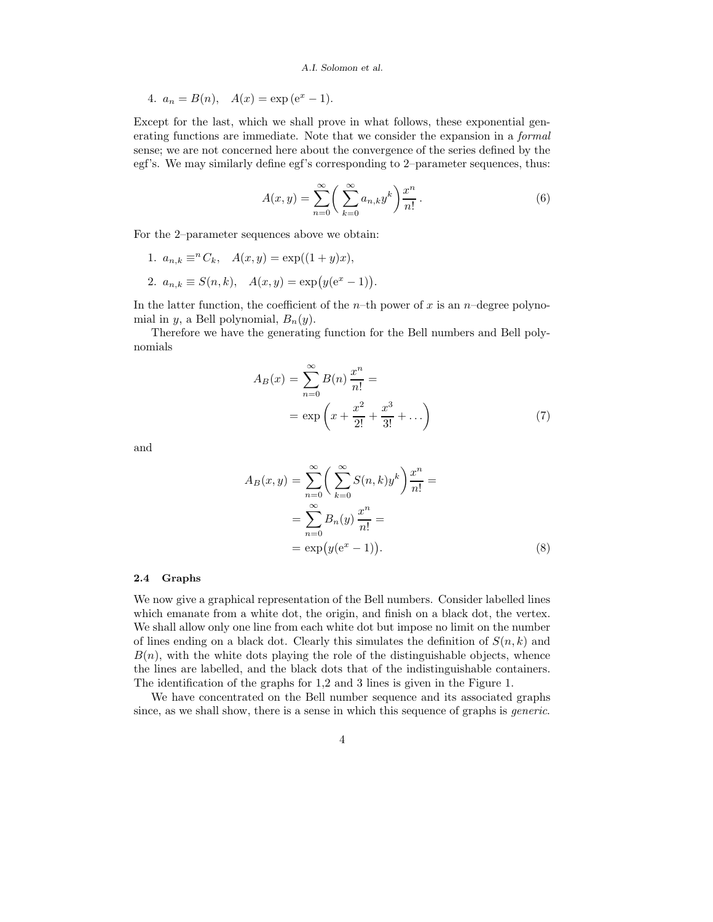4. $a_n = B(n), \quad A(x) = \exp(\mathrm{e}^x - 1)$.

Except for the last, which we shall prove in what follows, these exponential generating functions are immediate. Note that we consider the expansion in a *formal* sense; we are not concerned here about the convergence of the series defined by the egf's. We may similarly define egf's corresponding to 2–parameter sequences, thus:

$$A(x, y) = \sum_{n=0}^{\infty} \bigg( \sum_{k=0}^{\infty} a_{n,k} y^k \bigg) \frac{x^n}{n!}. \tag{6}$$

For the 2–parameter sequences above we obtain:

1. $a_{n,k} \equiv^n C_k, \quad A(x, y) = \exp((1 + y)x)$,
2. $a_{n,k} \equiv S(n, k), \quad A(x, y) = \exp\big(y(\mathrm{e}^x - 1)\big)$.

In the latter function, the coefficient of the $n$–th power of $x$ is an $n$–degree polynomial in $y$, a Bell polynomial, $B_n(y)$.

Therefore we have the generating function for the Bell numbers and Bell polynomials

$$\begin{aligned} A_B(x) &= \sum_{n=0}^{\infty} B(n) \frac{x^n}{n!} = \\ &= \exp\left( x + \frac{x^2}{2!} + \frac{x^3}{3!} + \ldots \right) \end{aligned} \tag{7}$$

and

$$\begin{aligned} A_B(x, y) &= \sum_{n=0}^{\infty} \bigg( \sum_{k=0}^{\infty} S(n, k) y^k \bigg) \frac{x^n}{n!} = \\ &= \sum_{n=0}^{\infty} B_n(y) \frac{x^n}{n!} = \\ &= \exp\big(y(\mathrm{e}^x - 1)\big). \end{aligned} \tag{8}$$

### 2.4 Graphs

We now give a graphical representation of the Bell numbers. Consider labelled lines which emanate from a white dot, the origin, and finish on a black dot, the vertex. We shall allow only one line from each white dot but impose no limit on the number of lines ending on a black dot. Clearly this simulates the definition of $S(n, k)$ and $B(n)$, with the white dots playing the role of the distinguishable objects, whence the lines are labelled, and the black dots that of the indistinguishable containers. The identification of the graphs for 1,2 and 3 lines is given in the Figure 1.

We have concentrated on the Bell number sequence and its associated graphs since, as we shall show, there is a sense in which this sequence of graphs is *generic*.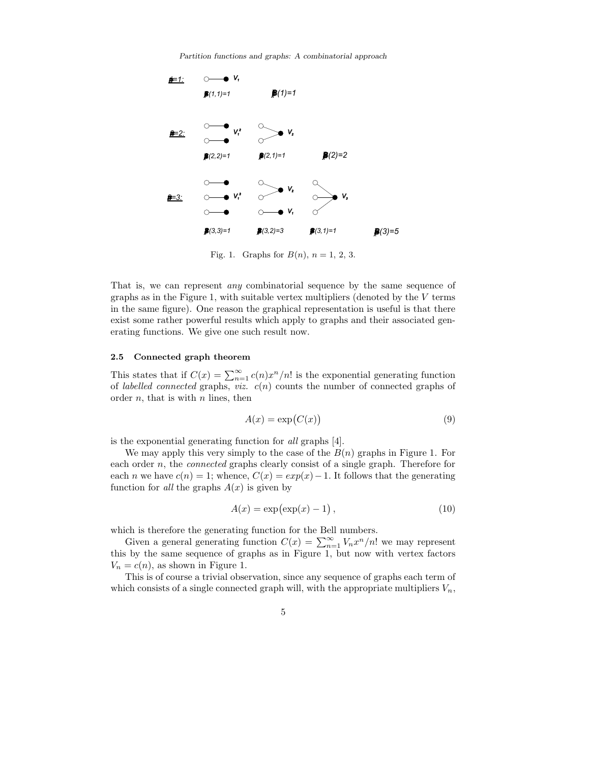Fig. 1. Graphs for $B(n)$, $n$ = 1, 2, 3.

That is, we can represent *any* combinatorial sequence by the same sequence of graphs as in the Figure 1, with suitable vertex multipliers (denoted by the $V$ terms in the same figure). One reason the graphical representation is useful is that there exist some rather powerful results which apply to graphs and their associated generating functions. We give one such result now.

### 2.5 Connected graph theorem

This states that if $C(x) = \sum_{n=1}^{\infty} c(n)x^n/n!$ is the exponential generating function of *labelled connected* graphs, *viz.* $c(n)$ counts the number of connected graphs of order $n$, that is with $n$ lines, then

$$A(x) = \exp\big(C(x)\big) \tag{9}$$

is the exponential generating function for *all* graphs [4].

We may apply this very simply to the case of the $B(n)$ graphs in Figure 1. For each order $n$, the *connected* graphs clearly consist of a single graph. Therefore for each $n$ we have $c(n) = 1$; whence, $C(x) = exp(x) - 1$. It follows that the generating function for *all* the graphs $A(x)$ is given by

$$A(x) = \exp\big(\exp(x) - 1\big)\,, \tag{10}$$

which is therefore the generating function for the Bell numbers.

Given a general generating function $C(x) = \sum_{n=1}^{\infty} V_n x^n/n!$ we may represent this by the same sequence of graphs as in Figure 1, but now with vertex factors $V_n = c(n)$, as shown in Figure 1.

This is of course a trivial observation, since any sequence of graphs each term of which consists of a single connected graph will, with the appropriate multipliers $V_n$,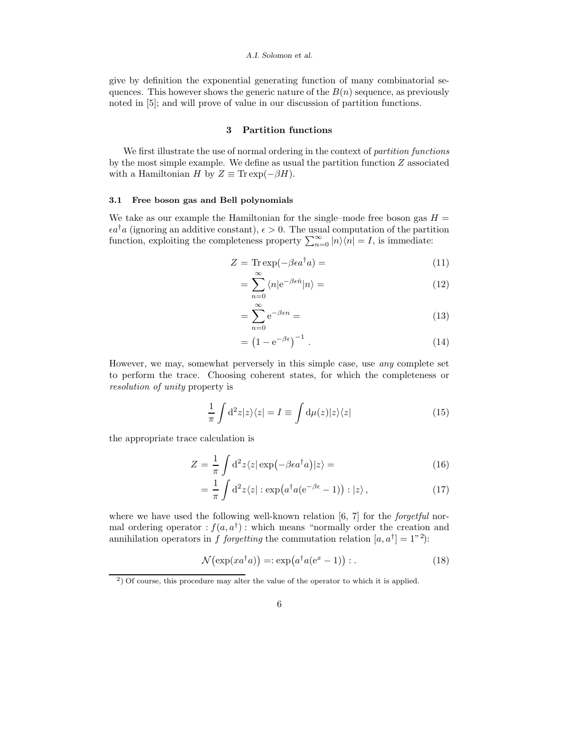give by definition the exponential generating function of many combinatorial sequences. This however shows the generic nature of the $B(n)$ sequence, as previously noted in [5]; and will prove of value in our discussion of partition functions.

## 3 Partition functions

We first illustrate the use of normal ordering in the context of *partition functions* by the most simple example. We define as usual the partition function $Z$ associated with a Hamiltonian $H$ by $Z \equiv \mathrm{Tr}\exp(-\beta H)$.

### 3.1 Free boson gas and Bell polynomials

We take as our example the Hamiltonian for the single–mode free boson gas $H = \epsilon a^\dagger a$ (ignoring an additive constant), $\epsilon > 0$. The usual computation of the partition function, exploiting the completeness property $\sum_{n=0}^{\infty} |n\rangle\langle n| = I$, is immediate:

$$Z = \mathrm{Tr}\exp(-\beta\epsilon a^\dagger a) = \tag{11}$$

$$= \sum_{n=0}^{\infty} \langle n|\mathrm{e}^{-\beta\epsilon\hat{n}}|n\rangle = \tag{12}$$

$$= \sum_{n=0}^{\infty} \mathrm{e}^{-\beta\epsilon n} = \tag{13}$$

$$= \left(1 - \mathrm{e}^{-\beta\epsilon}\right)^{-1}. \tag{14}$$

However, we may, somewhat perversely in this simple case, use *any* complete set to perform the trace. Choosing coherent states, for which the completeness or *resolution of unity* property is

$$\frac{1}{\pi}\int \mathrm{d}^2 z |z\rangle\langle z| = I \equiv \int \mathrm{d}\mu(z)|z\rangle\langle z| \tag{15}$$

the appropriate trace calculation is

$$Z = \frac{1}{\pi}\int \mathrm{d}^2 z \langle z|\exp\left(-\beta\epsilon a^\dagger a\right)|z\rangle = \tag{16}$$

$$= \frac{1}{\pi}\int \mathrm{d}^2 z \langle z| :\exp\left(a^\dagger a(\mathrm{e}^{-\beta\epsilon} - 1)\right): |z\rangle\,, \tag{17}$$

where we have used the following well-known relation [6, 7] for the *forgetful* normal ordering operator $: f(a, a^\dagger) :$ which means "normally order the creation and annihilation operators in $f$ *forgetting* the commutation relation $[a, a^\dagger] = 1$"[2]):

$$\mathcal{N}\left(\exp(x a^\dagger a)\right) =: \exp\left(a^\dagger a(\mathrm{e}^x - 1)\right):. \tag{18}$$

[2]) Of course, this procedure may alter the value of the operator to which it is applied.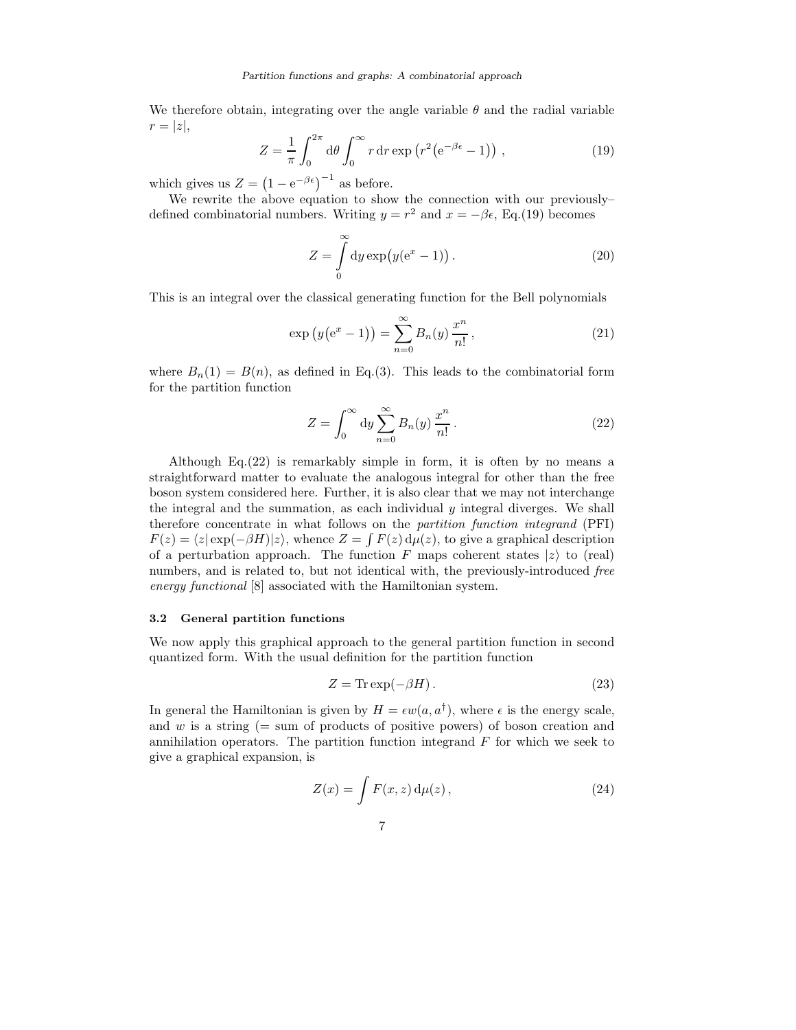We therefore obtain, integrating over the angle variable $\theta$ and the radial variable $r = |z|$,

$$Z = \frac{1}{\pi}\int_0^{2\pi} \mathrm{d}\theta \int_0^{\infty} r\,\mathrm{d}r \exp\left(r^2\left(\mathrm{e}^{-\beta\epsilon} - 1\right)\right) , \tag{19}$$

which gives us $Z = \left(1 - \mathrm{e}^{-\beta\epsilon}\right)^{-1}$ as before.

We rewrite the above equation to show the connection with our previously–defined combinatorial numbers. Writing $y = r^2$ and $x = -\beta\epsilon$, Eq.(19) becomes

$$Z = \int_0^{\infty} \mathrm{d}y \exp\bigl(y(\mathrm{e}^x - 1)\bigr) . \tag{20}$$

This is an integral over the classical generating function for the Bell polynomials

$$\exp\bigl(y\bigl(\mathrm{e}^x - 1\bigr)\bigr) = \sum_{n=0}^{\infty} B_n(y)\,\frac{x^n}{n!} , \tag{21}$$

where $B_n(1) = B(n)$, as defined in Eq.(3). This leads to the combinatorial form for the partition function

$$Z = \int_0^{\infty} \mathrm{d}y \sum_{n=0}^{\infty} B_n(y)\,\frac{x^n}{n!} . \tag{22}$$

Although Eq.(22) is remarkably simple in form, it is often by no means a straightforward matter to evaluate the analogous integral for other than the free boson system considered here. Further, it is also clear that we may not interchange the integral and the summation, as each individual $y$ integral diverges. We shall therefore concentrate in what follows on the *partition function integrand* (PFI) $F(z) = \langle z|\exp(-\beta H)|z\rangle$, whence $Z = \int F(z)\,\mathrm{d}\mu(z)$, to give a graphical description of a perturbation approach. The function $F$ maps coherent states $|z\rangle$ to (real) numbers, and is related to, but not identical with, the previously-introduced *free energy functional* [8] associated with the Hamiltonian system.

### 3.2 General partition functions

We now apply this graphical approach to the general partition function in second quantized form. With the usual definition for the partition function

$$Z = \mathrm{Tr}\exp(-\beta H) . \tag{23}$$

In general the Hamiltonian is given by $H = \epsilon w(a, a^\dagger)$, where $\epsilon$ is the energy scale, and $w$ is a string (= sum of products of positive powers) of boson creation and annihilation operators. The partition function integrand $F$ for which we seek to give a graphical expansion, is

$$Z(x) = \int F(x, z)\,\mathrm{d}\mu(z) , \tag{24}$$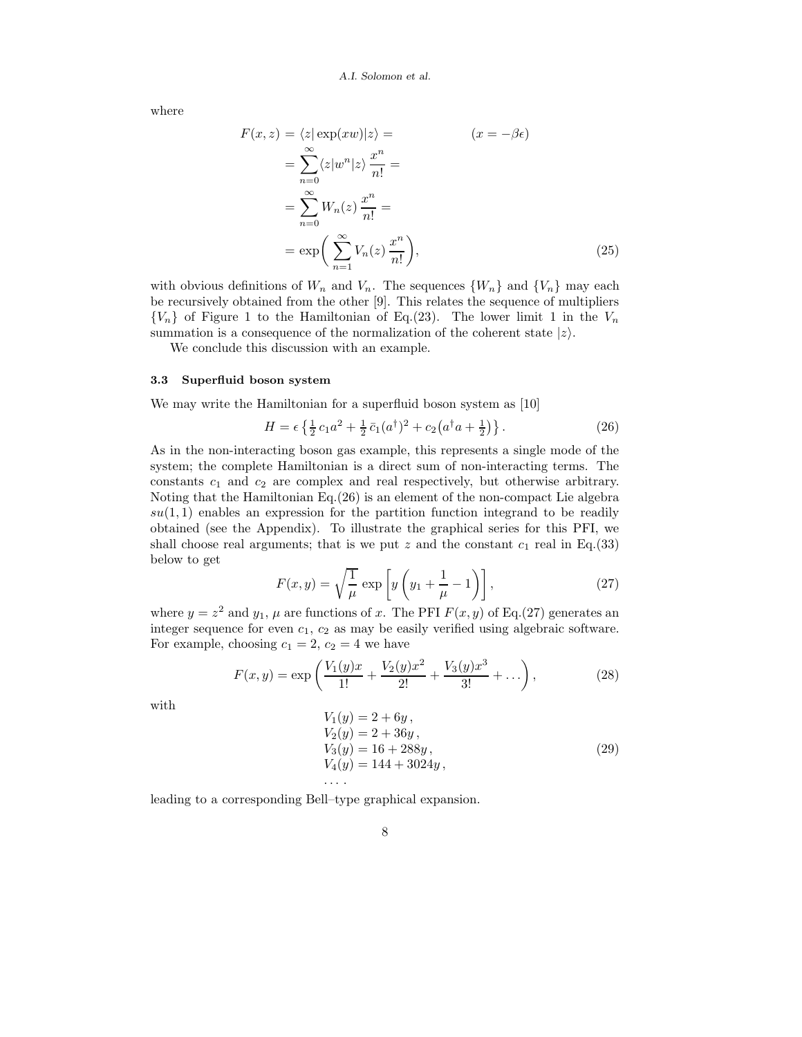where

$$
\begin{aligned}
F(x,z) &= \langle z|\exp(xw)|z\rangle = \qquad\qquad\qquad (x=-\beta\epsilon) \\
&= \sum_{n=0}^{\infty} \langle z|w^n|z\rangle \,\frac{x^n}{n!} = \\
&= \sum_{n=0}^{\infty} W_n(z)\,\frac{x^n}{n!} = \\
&= \exp\bigg(\sum_{n=1}^{\infty} V_n(z)\,\frac{x^n}{n!}\bigg),
\end{aligned}
\tag{25}
$$

with obvious definitions of $W_n$ and $V_n$. The sequences $\{W_n\}$ and $\{V_n\}$ may each be recursively obtained from the other [9]. This relates the sequence of multipliers $\{V_n\}$ of Figure 1 to the Hamiltonian of Eq.(23). The lower limit 1 in the $V_n$ summation is a consequence of the normalization of the coherent state $|z\rangle$.

We conclude this discussion with an example.

### 3.3 Superfluid boson system

We may write the Hamiltonian for a superfluid boson system as [10]

$$
H = \epsilon\left\{\tfrac{1}{2}\,c_1 a^2 + \tfrac{1}{2}\,\bar{c}_1 (a^\dagger)^2 + c_2\big(a^\dagger a + \tfrac{1}{2}\big)\right\}. \tag{26}
$$

As in the non-interacting boson gas example, this represents a single mode of the system; the complete Hamiltonian is a direct sum of non-interacting terms. The constants $c_1$ and $c_2$ are complex and real respectively, but otherwise arbitrary. Noting that the Hamiltonian Eq.(26) is an element of the non-compact Lie algebra $su(1,1)$ enables an expression for the partition function integrand to be readily obtained (see the Appendix). To illustrate the graphical series for this PFI, we shall choose real arguments; that is we put $z$ and the constant $c_1$ real in Eq.(33) below to get

$$
F(x,y) = \sqrt{\frac{1}{\mu}}\,\exp\left[y\left(y_1 + \frac{1}{\mu} - 1\right)\right], \tag{27}
$$

where $y = z^2$ and $y_1$, $\mu$ are functions of $x$. The PFI $F(x,y)$ of Eq.(27) generates an integer sequence for even $c_1$, $c_2$ as may be easily verified using algebraic software. For example, choosing $c_1 = 2$, $c_2 = 4$ we have

$$
F(x,y) = \exp\left(\frac{V_1(y)x}{1!} + \frac{V_2(y)x^2}{2!} + \frac{V_3(y)x^3}{3!} + \dots\right), \tag{28}
$$

with

$$
\begin{aligned}
&V_1(y) = 2 + 6y\,, \\
&V_2(y) = 2 + 36y\,, \\
&V_3(y) = 16 + 288y\,, \\
&V_4(y) = 144 + 3024y\,, \\
&\dots\,.
\end{aligned}
\tag{29}
$$

leading to a corresponding Bell–type graphical expansion.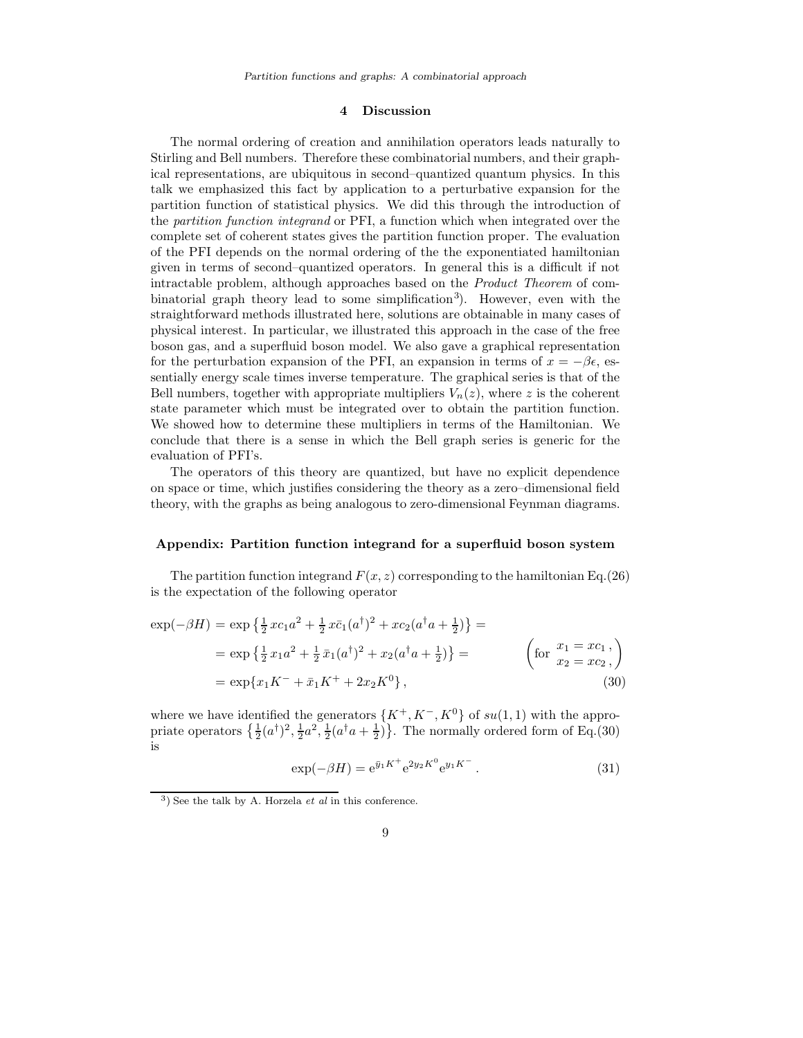## 4 Discussion

The normal ordering of creation and annihilation operators leads naturally to Stirling and Bell numbers. Therefore these combinatorial numbers, and their graphical representations, are ubiquitous in second–quantized quantum physics. In this talk we emphasized this fact by application to a perturbative expansion for the partition function of statistical physics. We did this through the introduction of the *partition function integrand* or PFI, a function which when integrated over the complete set of coherent states gives the partition function proper. The evaluation of the PFI depends on the normal ordering of the the exponentiated hamiltonian given in terms of second–quantized operators. In general this is a difficult if not intractable problem, although approaches based on the *Product Theorem* of combinatorial graph theory lead to some simplification[3]). However, even with the straightforward methods illustrated here, solutions are obtainable in many cases of physical interest. In particular, we illustrated this approach in the case of the free boson gas, and a superfluid boson model. We also gave a graphical representation for the perturbation expansion of the PFI, an expansion in terms of $x = -\beta\epsilon$, essentially energy scale times inverse temperature. The graphical series is that of the Bell numbers, together with appropriate multipliers $V_n(z)$, where $z$ is the coherent state parameter which must be integrated over to obtain the partition function. We showed how to determine these multipliers in terms of the Hamiltonian. We conclude that there is a sense in which the Bell graph series is generic for the evaluation of PFI's.

The operators of this theory are quantized, but have no explicit dependence on space or time, which justifies considering the theory as a zero–dimensional field theory, with the graphs as being analogous to zero-dimensional Feynman diagrams.

### Appendix: Partition function integrand for a superfluid boson system

The partition function integrand $F(x, z)$ corresponding to the hamiltonian Eq.(26) is the expectation of the following operator

$$
\begin{aligned}
\exp(-\beta H) &= \exp\left\{\tfrac{1}{2}\, xc_1 a^2 + \tfrac{1}{2}\, x\bar{c}_1 (a^\dagger)^2 + xc_2(a^\dagger a + \tfrac{1}{2})\right\} = \\
&= \exp\left\{\tfrac{1}{2}\, x_1 a^2 + \tfrac{1}{2}\, \bar{x}_1 (a^\dagger)^2 + x_2(a^\dagger a + \tfrac{1}{2})\right\} = \qquad \left(\text{for } \begin{matrix} x_1 = xc_1\,, \\ x_2 = xc_2\,, \end{matrix}\right) \\
&= \exp\{x_1 K^- + \bar{x}_1 K^+ + 2x_2 K^0\}\,, \qquad (30)
\end{aligned}
$$

where we have identified the generators $\{K^+, K^-, K^0\}$ of $su(1,1)$ with the appropriate operators $\left\{\frac{1}{2}(a^\dagger)^2, \frac{1}{2}a^2, \frac{1}{2}(a^\dagger a + \frac{1}{2})\right\}$. The normally ordered form of Eq.(30) is

$$
\exp(-\beta H) = \mathrm{e}^{\bar{y}_1 K^+} \mathrm{e}^{2y_2 K^0} \mathrm{e}^{y_1 K^-}\,. \qquad (31)
$$

[3]) See the talk by A. Horzela *et al* in this conference.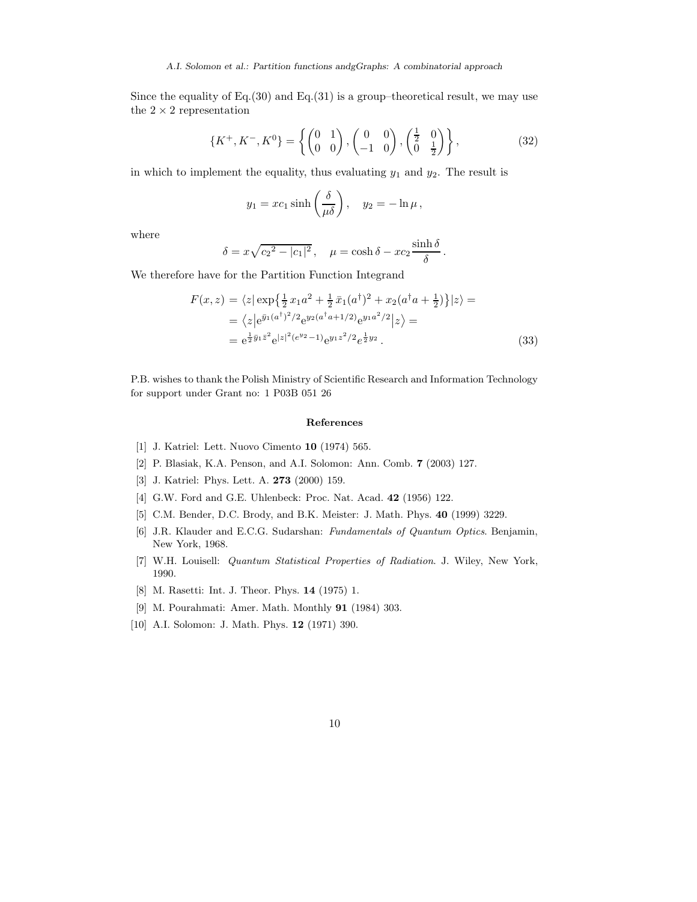Since the equality of Eq.(30) and Eq.(31) is a group–theoretical result, we may use the $2 \times 2$ representation

$$\{K^+, K^-, K^0\} = \left\{ \begin{pmatrix} 0 & 1 \\ 0 & 0 \end{pmatrix}, \begin{pmatrix} 0 & 0 \\ -1 & 0 \end{pmatrix}, \begin{pmatrix} \frac{1}{2} & 0 \\ 0 & \frac{1}{2} \end{pmatrix} \right\}, \tag{32}$$

in which to implement the equality, thus evaluating $y_1$ and $y_2$. The result is

$$y_1 = x c_1 \sinh\left(\frac{\delta}{\mu\delta}\right), \quad y_2 = -\ln \mu \,,$$

where

$$\delta = x\sqrt{{c_2}^2 - |c_1|^2}\,, \quad \mu = \cosh\delta - x c_2 \frac{\sinh\delta}{\delta}\,.$$

We therefore have for the Partition Function Integrand

$$\begin{aligned} F(x,z) &= \langle z| \exp\left\{\tfrac{1}{2}\, x_1 a^2 + \tfrac{1}{2}\, \bar{x}_1 (a^\dagger)^2 + x_2(a^\dagger a + \tfrac{1}{2})\right\}|z\rangle = \\ &= \left\langle z\middle| \mathrm{e}^{\bar{y}_1 (a^\dagger)^2/2} \mathrm{e}^{y_2(a^\dagger a + 1/2)} \mathrm{e}^{y_1 a^2/2} \middle| z\right\rangle = \\ &= \mathrm{e}^{\frac{1}{2}\bar{y}_1 \bar{z}^2} \mathrm{e}^{|z|^2(e^{y_2}-1)} \mathrm{e}^{y_1 z^2/2} e^{\frac{1}{2} y_2}\,. \end{aligned} \tag{33}$$

P.B. wishes to thank the Polish Ministry of Scientific Research and Information Technology for support under Grant no: 1 P03B 051 26

## References

[1] J. Katriel: Lett. Nuovo Cimento **10** (1974) 565.

[2] P. Blasiak, K.A. Penson, and A.I. Solomon: Ann. Comb. **7** (2003) 127.

[3] J. Katriel: Phys. Lett. A. **273** (2000) 159.

[4] G.W. Ford and G.E. Uhlenbeck: Proc. Nat. Acad. **42** (1956) 122.

[5] C.M. Bender, D.C. Brody, and B.K. Meister: J. Math. Phys. **40** (1999) 3229.

[6] J.R. Klauder and E.C.G. Sudarshan: *Fundamentals of Quantum Optics*. Benjamin, New York, 1968.

[7] W.H. Louisell: *Quantum Statistical Properties of Radiation*. J. Wiley, New York, 1990.

[8] M. Rasetti: Int. J. Theor. Phys. **14** (1975) 1.

[9] M. Pourahmati: Amer. Math. Monthly **91** (1984) 303.

[10] A.I. Solomon: J. Math. Phys. **12** (1971) 390.